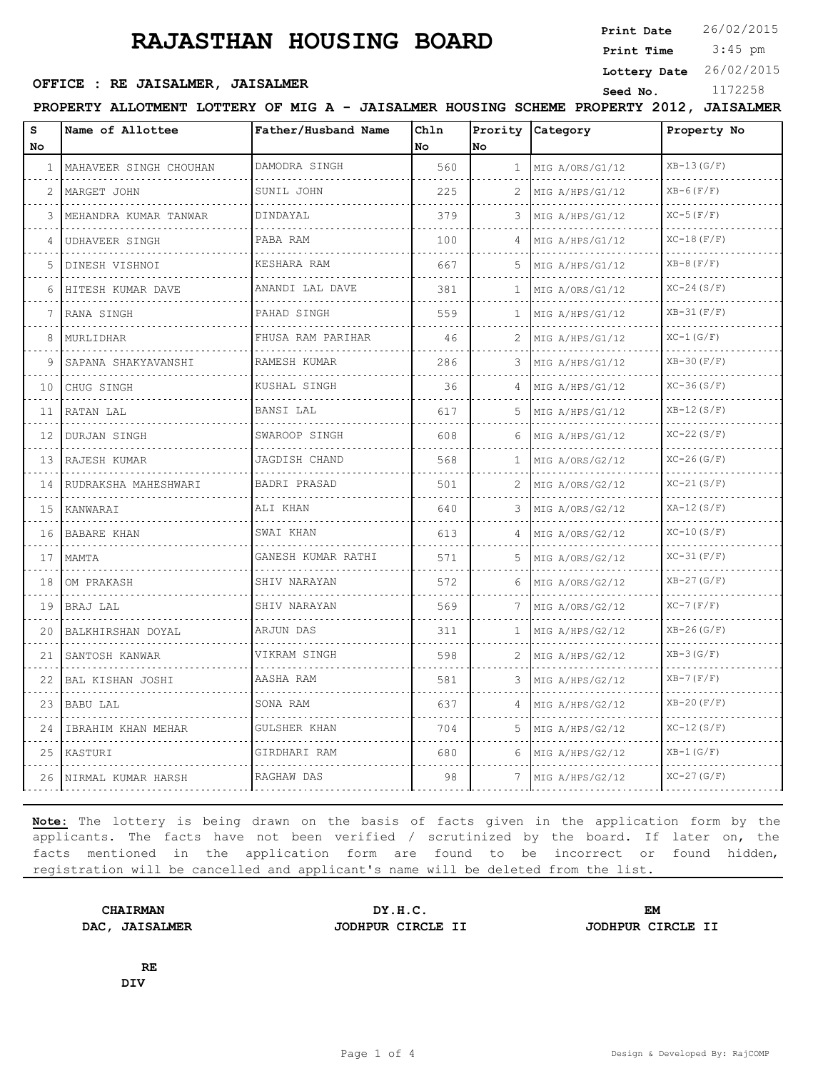# RAJASTHAN HOUSING BOARD

**Print Date** 26/02/2015
**Print Time** 3:45 pm
**Lottery Date** 26/02/2015
**Seed No.** 1172258

**OFFICE : RE JAISALMER, JAISALMER**

**PROPERTY ALLOTMENT LOTTERY OF MIG A - JAISALMER HOUSING SCHEME PROPERTY 2012, JAISALMER**

| S No | Name of Allottee | Father/Husband Name | Chln No | Prority No | Category | Property No |
|---|---|---|---|---|---|---|
| 1 | MAHAVEER SINGH CHOUHAN | DAMODRA SINGH | 560 | 1 | MIG A/ORS/G1/12 | XB-13(G/F) |
| 2 | MARGET JOHN | SUNIL JOHN | 225 | 2 | MIG A/HPS/G1/12 | XB-6(F/F) |
| 3 | MEHANDRA KUMAR TANWAR | DINDAYAL | 379 | 3 | MIG A/HPS/G1/12 | XC-5(F/F) |
| 4 | UDHAVEER SINGH | PABA RAM | 100 | 4 | MIG A/HPS/G1/12 | XC-18(F/F) |
| 5 | DINESH VISHNOI | KESHARA RAM | 667 | 5 | MIG A/HPS/G1/12 | XB-8(F/F) |
| 6 | HITESH KUMAR DAVE | ANANDI LAL DAVE | 381 | 1 | MIG A/ORS/G1/12 | XC-24(S/F) |
| 7 | RANA SINGH | PAHAD SINGH | 559 | 1 | MIG A/HPS/G1/12 | XB-31(F/F) |
| 8 | MURLIDHAR | FHUSA RAM PARIHAR | 46 | 2 | MIG A/HPS/G1/12 | XC-1(G/F) |
| 9 | SAPANA SHAKYAVANSHI | RAMESH KUMAR | 286 | 3 | MIG A/HPS/G1/12 | XB-30(F/F) |
| 10 | CHUG SINGH | KUSHAL SINGH | 36 | 4 | MIG A/HPS/G1/12 | XC-36(S/F) |
| 11 | RATAN LAL | BANSI LAL | 617 | 5 | MIG A/HPS/G1/12 | XB-12(S/F) |
| 12 | DURJAN SINGH | SWAROOP SINGH | 608 | 6 | MIG A/HPS/G1/12 | XC-22(S/F) |
| 13 | RAJESH KUMAR | JAGDISH CHAND | 568 | 1 | MIG A/ORS/G2/12 | XC-26(G/F) |
| 14 | RUDRAKSHA MAHESHWARI | BADRI PRASAD | 501 | 2 | MIG A/ORS/G2/12 | XC-21(S/F) |
| 15 | KANWARAI | ALI KHAN | 640 | 3 | MIG A/ORS/G2/12 | XA-12(S/F) |
| 16 | BABARE KHAN | SWAI KHAN | 613 | 4 | MIG A/ORS/G2/12 | XC-10(S/F) |
| 17 | MAMTA | GANESH KUMAR RATHI | 571 | 5 | MIG A/ORS/G2/12 | XC-31(F/F) |
| 18 | OM PRAKASH | SHIV NARAYAN | 572 | 6 | MIG A/ORS/G2/12 | XB-27(G/F) |
| 19 | BRAJ LAL | SHIV NARAYAN | 569 | 7 | MIG A/ORS/G2/12 | XC-7(F/F) |
| 20 | BALKHIRSHAN DOYAL | ARJUN DAS | 311 | 1 | MIG A/HPS/G2/12 | XB-26(G/F) |
| 21 | SANTOSH KANWAR | VIKRAM SINGH | 598 | 2 | MIG A/HPS/G2/12 | XB-3(G/F) |
| 22 | BAL KISHAN JOSHI | AASHA RAM | 581 | 3 | MIG A/HPS/G2/12 | XB-7(F/F) |
| 23 | BABU LAL | SONA RAM | 637 | 4 | MIG A/HPS/G2/12 | XB-20(F/F) |
| 24 | IBRAHIM KHAN MEHAR | GULSHER KHAN | 704 | 5 | MIG A/HPS/G2/12 | XC-12(S/F) |
| 25 | KASTURI | GIRDHARI RAM | 680 | 6 | MIG A/HPS/G2/12 | XB-1(G/F) |
| 26 | NIRMAL KUMAR HARSH | RAGHAW DAS | 98 | 7 | MIG A/HPS/G2/12 | XC-27(G/F) |

**Note:** The lottery is being drawn on the basis of facts given in the application form by the applicants. The facts have not been verified / scrutinized by the board. If later on, the facts mentioned in the application form are found to be incorrect or found hidden, registration will be cancelled and applicant's name will be deleted from the list.

**CHAIRMAN**
**DAC, JAISALMER**

**DY.H.C.**
**JODHPUR CIRCLE II**

**EM**
**JODHPUR CIRCLE II**

**RE**
**DIV**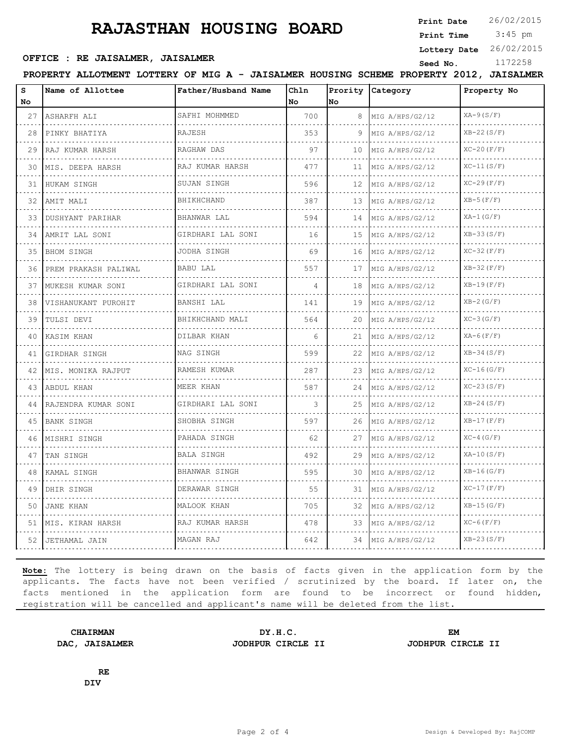# RAJASTHAN HOUSING BOARD

**Print Date** 26/02/2015
**Print Time** 3:45 pm
**Lottery Date** 26/02/2015
**Seed No.** 1172258

**OFFICE : RE JAISALMER, JAISALMER**

**PROPERTY ALLOTMENT LOTTERY OF MIG A - JAISALMER HOUSING SCHEME PROPERTY 2012, JAISALMER**

| S No | Name of Allottee | Father/Husband Name | Chln No | Prority No | Category | Property No |
|---|---|---|---|---|---|---|
| 27 | ASHARFH ALI | SAFHI MOHMMED | 700 | 8 | MIG A/HPS/G2/12 | XA-9(S/F) |
| 28 | PINKY BHATIYA | RAJESH | 353 | 9 | MIG A/HPS/G2/12 | XB-22(S/F) |
| 29 | RAJ KUMAR HARSH | RAGHAW DAS | 97 | 10 | MIG A/HPS/G2/12 | XC-20(F/F) |
| 30 | MIS. DEEPA HARSH | RAJ KUMAR HARSH | 477 | 11 | MIG A/HPS/G2/12 | XC-11(S/F) |
| 31 | HUKAM SINGH | SUJAN SINGH | 596 | 12 | MIG A/HPS/G2/12 | XC-29(F/F) |
| 32 | AMIT MALI | BHIKHCHAND | 387 | 13 | MIG A/HPS/G2/12 | XB-5(F/F) |
| 33 | DUSHYANT PARIHAR | BHANWAR LAL | 594 | 14 | MIG A/HPS/G2/12 | XA-1(G/F) |
| 34 | AMRIT LAL SONI | GIRDHARI LAL SONI | 16 | 15 | MIG A/HPS/G2/12 | XB-33(S/F) |
| 35 | BHOM SINGH | JODHA SINGH | 69 | 16 | MIG A/HPS/G2/12 | XC-32(F/F) |
| 36 | PREM PRAKASH PALIWAL | BABU LAL | 557 | 17 | MIG A/HPS/G2/12 | XB-32(F/F) |
| 37 | MUKESH KUMAR SONI | GIRDHARI LAL SONI | 4 | 18 | MIG A/HPS/G2/12 | XB-19(F/F) |
| 38 | VISHANUKANT PUROHIT | BANSHI LAL | 141 | 19 | MIG A/HPS/G2/12 | XB-2(G/F) |
| 39 | TULSI DEVI | BHIKHCHAND MALI | 564 | 20 | MIG A/HPS/G2/12 | XC-3(G/F) |
| 40 | KASIM KHAN | DILBAR KHAN | 6 | 21 | MIG A/HPS/G2/12 | XA-6(F/F) |
| 41 | GIRDHAR SINGH | NAG SINGH | 599 | 22 | MIG A/HPS/G2/12 | XB-34(S/F) |
| 42 | MIS. MONIKA RAJPUT | RAMESH KUMAR | 287 | 23 | MIG A/HPS/G2/12 | XC-16(G/F) |
| 43 | ABDUL KHAN | MEER KHAN | 587 | 24 | MIG A/HPS/G2/12 | XC-23(S/F) |
| 44 | RAJENDRA KUMAR SONI | GIRDHARI LAL SONI | 3 | 25 | MIG A/HPS/G2/12 | XB-24(S/F) |
| 45 | BANK SINGH | SHOBHA SINGH | 597 | 26 | MIG A/HPS/G2/12 | XB-17(F/F) |
| 46 | MISHRI SINGH | PAHADA SINGH | 62 | 27 | MIG A/HPS/G2/12 | XC-4(G/F) |
| 47 | TAN SINGH | BALA SINGH | 492 | 29 | MIG A/HPS/G2/12 | XA-10(S/F) |
| 48 | KAMAL SINGH | BHANWAR SINGH | 595 | 30 | MIG A/HPS/G2/12 | XB-16(G/F) |
| 49 | DHIR SINGH | DERAWAR SINGH | 55 | 31 | MIG A/HPS/G2/12 | XC-17(F/F) |
| 50 | JANE KHAN | MALOOK KHAN | 705 | 32 | MIG A/HPS/G2/12 | XB-15(G/F) |
| 51 | MIS. KIRAN HARSH | RAJ KUMAR HARSH | 478 | 33 | MIG A/HPS/G2/12 | XC-6(F/F) |
| 52 | JETHAMAL JAIN | MAGAN RAJ | 642 | 34 | MIG A/HPS/G2/12 | XB-23(S/F) |

**Note:** The lottery is being drawn on the basis of facts given in the application form by the applicants. The facts have not been verified / scrutinized by the board. If later on, the facts mentioned in the application form are found to be incorrect or found hidden, registration will be cancelled and applicant's name will be deleted from the list.

**CHAIRMAN**
**DAC, JAISALMER**

**DY.H.C.**
**JODHPUR CIRCLE II**

**EM**
**JODHPUR CIRCLE II**

**RE**
**DIV**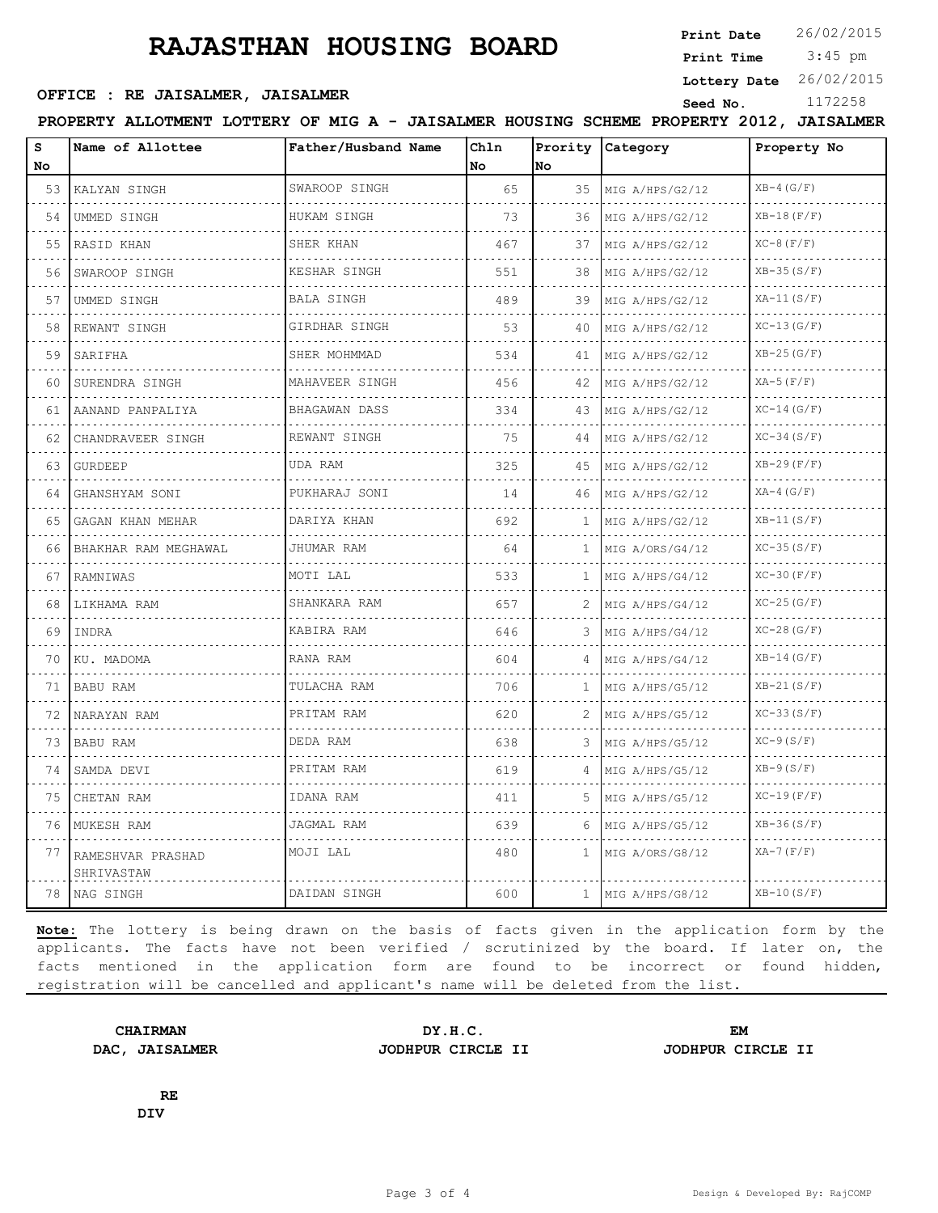# RAJASTHAN HOUSING BOARD

**Print Date** 26/02/2015
**Print Time** 3:45 pm
**Lottery Date** 26/02/2015
**Seed No.** 1172258

**OFFICE : RE JAISALMER, JAISALMER**

**PROPERTY ALLOTMENT LOTTERY OF MIG A - JAISALMER HOUSING SCHEME PROPERTY 2012, JAISALMER**

| S No | Name of Allottee | Father/Husband Name | Chln No | Prority No | Category | Property No |
|---|---|---|---|---|---|---|
| 53 | KALYAN SINGH | SWAROOP SINGH | 65 | 35 | MIG A/HPS/G2/12 | XB-4(G/F) |
| 54 | UMMED SINGH | HUKAM SINGH | 73 | 36 | MIG A/HPS/G2/12 | XB-18(F/F) |
| 55 | RASID KHAN | SHER KHAN | 467 | 37 | MIG A/HPS/G2/12 | XC-8(F/F) |
| 56 | SWAROOP SINGH | KESHAR SINGH | 551 | 38 | MIG A/HPS/G2/12 | XB-35(S/F) |
| 57 | UMMED SINGH | BALA SINGH | 489 | 39 | MIG A/HPS/G2/12 | XA-11(S/F) |
| 58 | REWANT SINGH | GIRDHAR SINGH | 53 | 40 | MIG A/HPS/G2/12 | XC-13(G/F) |
| 59 | SARIFHA | SHER MOHMMAD | 534 | 41 | MIG A/HPS/G2/12 | XB-25(G/F) |
| 60 | SURENDRA SINGH | MAHAVEER SINGH | 456 | 42 | MIG A/HPS/G2/12 | XA-5(F/F) |
| 61 | AANAND PANPALIYA | BHAGAWAN DASS | 334 | 43 | MIG A/HPS/G2/12 | XC-14(G/F) |
| 62 | CHANDRAVEER SINGH | REWANT SINGH | 75 | 44 | MIG A/HPS/G2/12 | XC-34(S/F) |
| 63 | GURDEEP | UDA RAM | 325 | 45 | MIG A/HPS/G2/12 | XB-29(F/F) |
| 64 | GHANSHYAM SONI | PUKHARAJ SONI | 14 | 46 | MIG A/HPS/G2/12 | XA-4(G/F) |
| 65 | GAGAN KHAN MEHAR | DARIYA KHAN | 692 | 1 | MIG A/HPS/G2/12 | XB-11(S/F) |
| 66 | BHAKHAR RAM MEGHAWAL | JHUMAR RAM | 64 | 1 | MIG A/ORS/G4/12 | XC-35(S/F) |
| 67 | RAMNIWAS | MOTI LAL | 533 | 1 | MIG A/HPS/G4/12 | XC-30(F/F) |
| 68 | LIKHAMA RAM | SHANKARA RAM | 657 | 2 | MIG A/HPS/G4/12 | XC-25(G/F) |
| 69 | INDRA | KABIRA RAM | 646 | 3 | MIG A/HPS/G4/12 | XC-28(G/F) |
| 70 | KU. MADOMA | RANA RAM | 604 | 4 | MIG A/HPS/G4/12 | XB-14(G/F) |
| 71 | BABU RAM | TULACHA RAM | 706 | 1 | MIG A/HPS/G5/12 | XB-21(S/F) |
| 72 | NARAYAN RAM | PRITAM RAM | 620 | 2 | MIG A/HPS/G5/12 | XC-33(S/F) |
| 73 | BABU RAM | DEDA RAM | 638 | 3 | MIG A/HPS/G5/12 | XC-9(S/F) |
| 74 | SAMDA DEVI | PRITAM RAM | 619 | 4 | MIG A/HPS/G5/12 | XB-9(S/F) |
| 75 | CHETAN RAM | IDANA RAM | 411 | 5 | MIG A/HPS/G5/12 | XC-19(F/F) |
| 76 | MUKESH RAM | JAGMAL RAM | 639 | 6 | MIG A/HPS/G5/12 | XB-36(S/F) |
| 77 | RAMESHVAR PRASHAD SHRIVASTAW | MOJI LAL | 480 | 1 | MIG A/ORS/G8/12 | XA-7(F/F) |
| 78 | NAG SINGH | DAIDAN SINGH | 600 | 1 | MIG A/HPS/G8/12 | XB-10(S/F) |

**Note:** The lottery is being drawn on the basis of facts given in the application form by the applicants. The facts have not been verified / scrutinized by the board. If later on, the facts mentioned in the application form are found to be incorrect or found hidden, registration will be cancelled and applicant's name will be deleted from the list.

**CHAIRMAN**
**DAC, JAISALMER**

**DY.H.C.**
**JODHPUR CIRCLE II**

**EM**
**JODHPUR CIRCLE II**

**RE**
**DIV**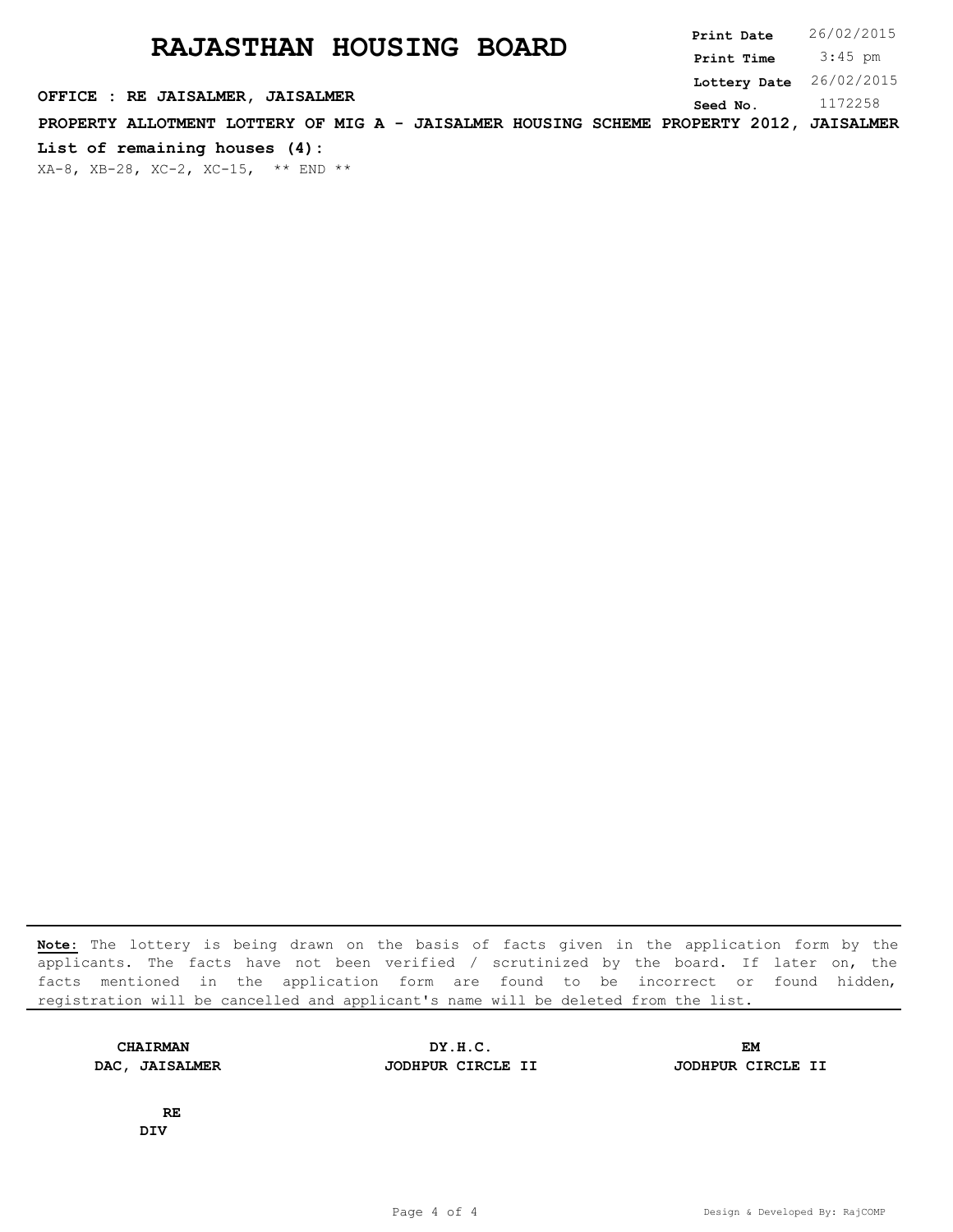# RAJASTHAN HOUSING BOARD

**Print Date** 26/02/2015
**Print Time** 3:45 pm
**Lottery Date** 26/02/2015
**Seed No.** 1172258

**OFFICE : RE JAISALMER, JAISALMER**

**PROPERTY ALLOTMENT LOTTERY OF MIG A - JAISALMER HOUSING SCHEME PROPERTY 2012, JAISALMER**

**List of remaining houses (4):**

XA-8, XB-28, XC-2, XC-15, ** END **

---

**Note:** The lottery is being drawn on the basis of facts given in the application form by the applicants. The facts have not been verified / scrutinized by the board. If later on, the facts mentioned in the application form are found to be incorrect or found hidden, registration will be cancelled and applicant's name will be deleted from the list.

---

| | | |
|---|---|---|
| **CHAIRMAN** | **DY.H.C.** | **EM** |
| **DAC, JAISALMER** | **JODHPUR CIRCLE II** | **JODHPUR CIRCLE II** |

**RE**
**DIV**

Design & Developed By: RajCOMP